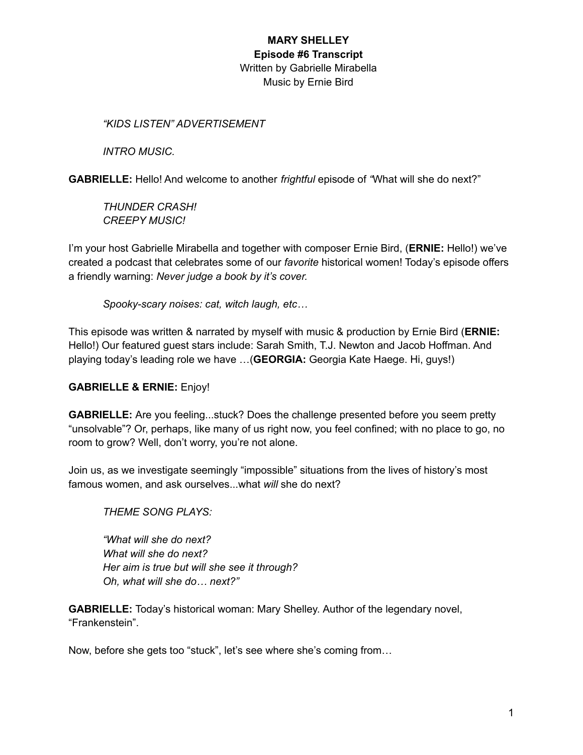**MARY SHELLEY**
**Episode #6 Transcript**
Written by Gabrielle Mirabella
Music by Ernie Bird

*"KIDS LISTEN" ADVERTISEMENT*

*INTRO MUSIC.*

**GABRIELLE:** Hello! And welcome to another *frightful* episode of *"*What will she do next?"

*THUNDER CRASH!*
*CREEPY MUSIC!*

I'm your host Gabrielle Mirabella and together with composer Ernie Bird, (**ERNIE:** Hello!) we've created a podcast that celebrates some of our *favorite* historical women! Today's episode offers a friendly warning: *Never judge a book by it's cover.*

*Spooky-scary noises: cat, witch laugh, etc…*

This episode was written & narrated by myself with music & production by Ernie Bird (**ERNIE:** Hello!) Our featured guest stars include: Sarah Smith, T.J. Newton and Jacob Hoffman. And playing today's leading role we have …(**GEORGIA:** Georgia Kate Haege. Hi, guys!)

**GABRIELLE & ERNIE:** Enjoy!

**GABRIELLE:** Are you feeling...stuck? Does the challenge presented before you seem pretty "unsolvable"? Or, perhaps, like many of us right now, you feel confined; with no place to go, no room to grow? Well, don't worry, you're not alone.

Join us, as we investigate seemingly "impossible" situations from the lives of history's most famous women, and ask ourselves...what *will* she do next?

*THEME SONG PLAYS:*

*"What will she do next?*
*What will she do next?*
*Her aim is true but will she see it through?*
*Oh, what will she do… next?"*

**GABRIELLE:** Today's historical woman: Mary Shelley. Author of the legendary novel, "Frankenstein".

Now, before she gets too "stuck", let's see where she's coming from…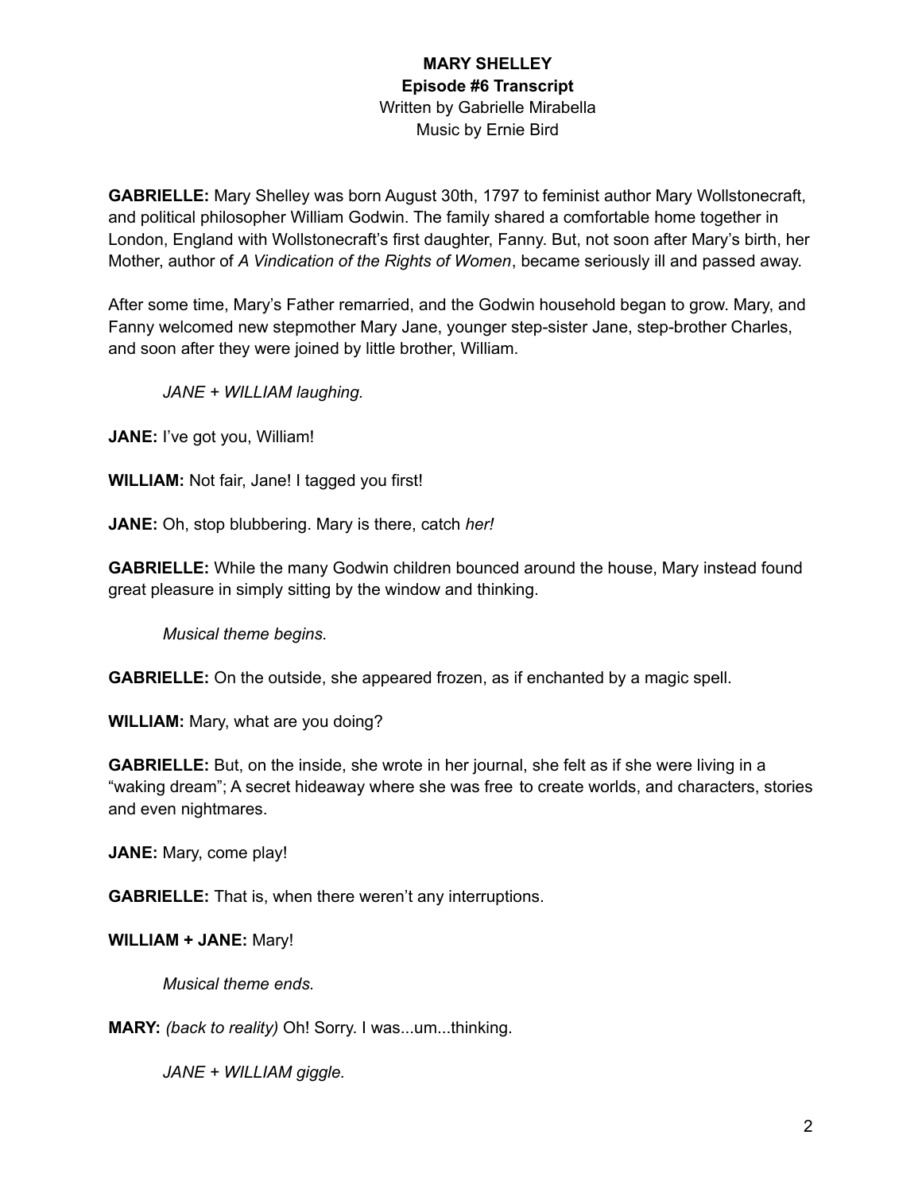**MARY SHELLEY**
**Episode #6 Transcript**
Written by Gabrielle Mirabella
Music by Ernie Bird

**GABRIELLE:** Mary Shelley was born August 30th, 1797 to feminist author Mary Wollstonecraft, and political philosopher William Godwin. The family shared a comfortable home together in London, England with Wollstonecraft's first daughter, Fanny. But, not soon after Mary's birth, her Mother, author of *A Vindication of the Rights of Women*, became seriously ill and passed away.

After some time, Mary's Father remarried, and the Godwin household began to grow. Mary, and Fanny welcomed new stepmother Mary Jane, younger step-sister Jane, step-brother Charles, and soon after they were joined by little brother, William.

> *JANE + WILLIAM laughing.*

**JANE:** I've got you, William!

**WILLIAM:** Not fair, Jane! I tagged you first!

**JANE:** Oh, stop blubbering. Mary is there, catch *her!*

**GABRIELLE:** While the many Godwin children bounced around the house, Mary instead found great pleasure in simply sitting by the window and thinking.

> *Musical theme begins.*

**GABRIELLE:** On the outside, she appeared frozen, as if enchanted by a magic spell.

**WILLIAM:** Mary, what are you doing?

**GABRIELLE:** But, on the inside, she wrote in her journal, she felt as if she were living in a "waking dream"; A secret hideaway where she was free to create worlds, and characters, stories and even nightmares.

**JANE:** Mary, come play!

**GABRIELLE:** That is, when there weren't any interruptions.

**WILLIAM + JANE:** Mary!

> *Musical theme ends.*

**MARY:** *(back to reality)* Oh! Sorry. I was...um...thinking.

> *JANE + WILLIAM giggle.*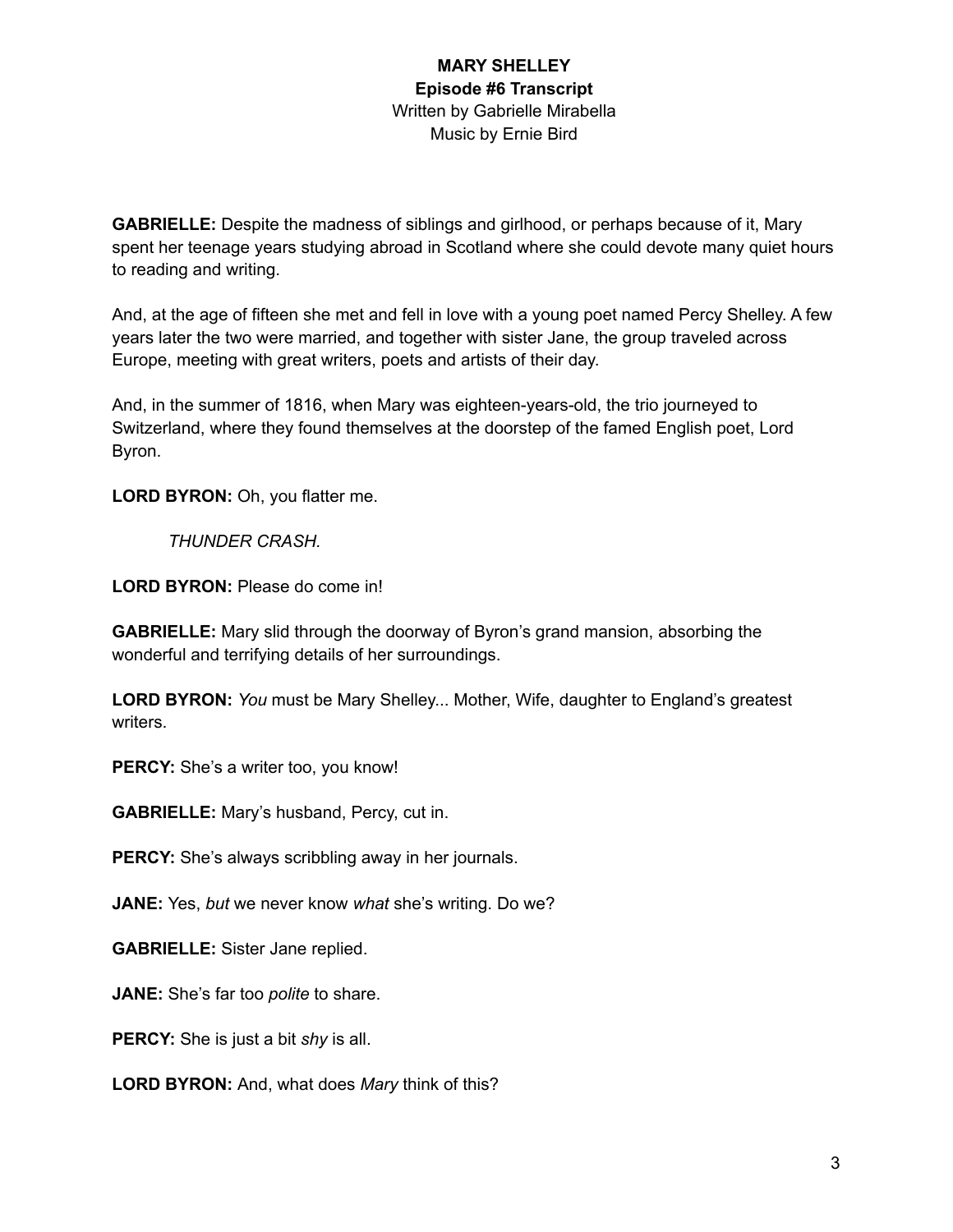**MARY SHELLEY**
**Episode #6 Transcript**
Written by Gabrielle Mirabella
Music by Ernie Bird

**GABRIELLE:** Despite the madness of siblings and girlhood, or perhaps because of it, Mary spent her teenage years studying abroad in Scotland where she could devote many quiet hours to reading and writing.

And, at the age of fifteen she met and fell in love with a young poet named Percy Shelley. A few years later the two were married, and together with sister Jane, the group traveled across Europe, meeting with great writers, poets and artists of their day.

And, in the summer of 1816, when Mary was eighteen-years-old, the trio journeyed to Switzerland, where they found themselves at the doorstep of the famed English poet, Lord Byron.

**LORD BYRON:** Oh, you flatter me.

*THUNDER CRASH.*

**LORD BYRON:** Please do come in!

**GABRIELLE:** Mary slid through the doorway of Byron's grand mansion, absorbing the wonderful and terrifying details of her surroundings.

**LORD BYRON:** *You* must be Mary Shelley... Mother, Wife, daughter to England's greatest writers.

**PERCY:** She's a writer too, you know!

**GABRIELLE:** Mary's husband, Percy, cut in.

**PERCY:** She's always scribbling away in her journals.

**JANE:** Yes, *but* we never know *what* she's writing. Do we?

**GABRIELLE:** Sister Jane replied.

**JANE:** She's far too *polite* to share.

**PERCY:** She is just a bit *shy* is all.

**LORD BYRON:** And, what does *Mary* think of this?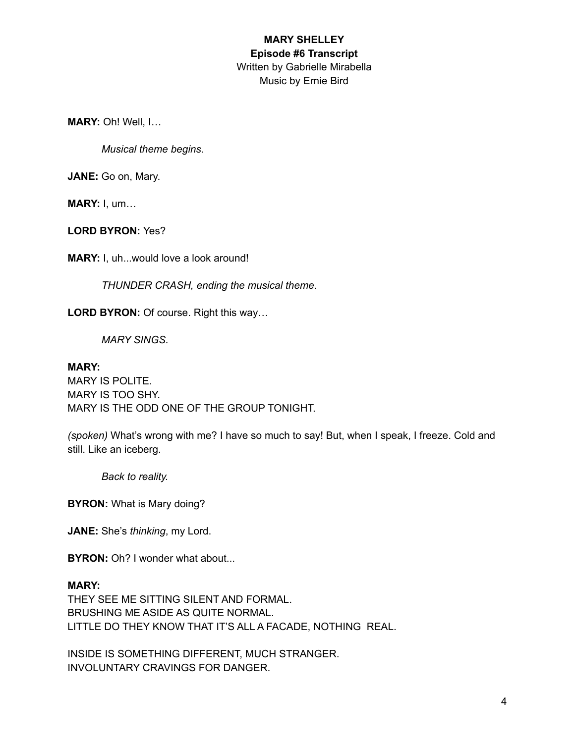**MARY SHELLEY**
**Episode #6 Transcript**
Written by Gabrielle Mirabella
Music by Ernie Bird

**MARY:** Oh! Well, I…

*Musical theme begins.*

**JANE:** Go on, Mary.

**MARY:** I, um…

**LORD BYRON:** Yes?

**MARY:** I, uh...would love a look around!

*THUNDER CRASH, ending the musical theme.*

**LORD BYRON:** Of course. Right this way…

*MARY SINGS.*

**MARY:**
MARY IS POLITE.
MARY IS TOO SHY.
MARY IS THE ODD ONE OF THE GROUP TONIGHT.

*(spoken)* What's wrong with me? I have so much to say! But, when I speak, I freeze. Cold and still. Like an iceberg.

*Back to reality.*

**BYRON:** What is Mary doing?

**JANE:** She's *thinking*, my Lord.

**BYRON:** Oh? I wonder what about...

**MARY:**
THEY SEE ME SITTING SILENT AND FORMAL.
BRUSHING ME ASIDE AS QUITE NORMAL.
LITTLE DO THEY KNOW THAT IT'S ALL A FACADE, NOTHING REAL.

INSIDE IS SOMETHING DIFFERENT, MUCH STRANGER.
INVOLUNTARY CRAVINGS FOR DANGER.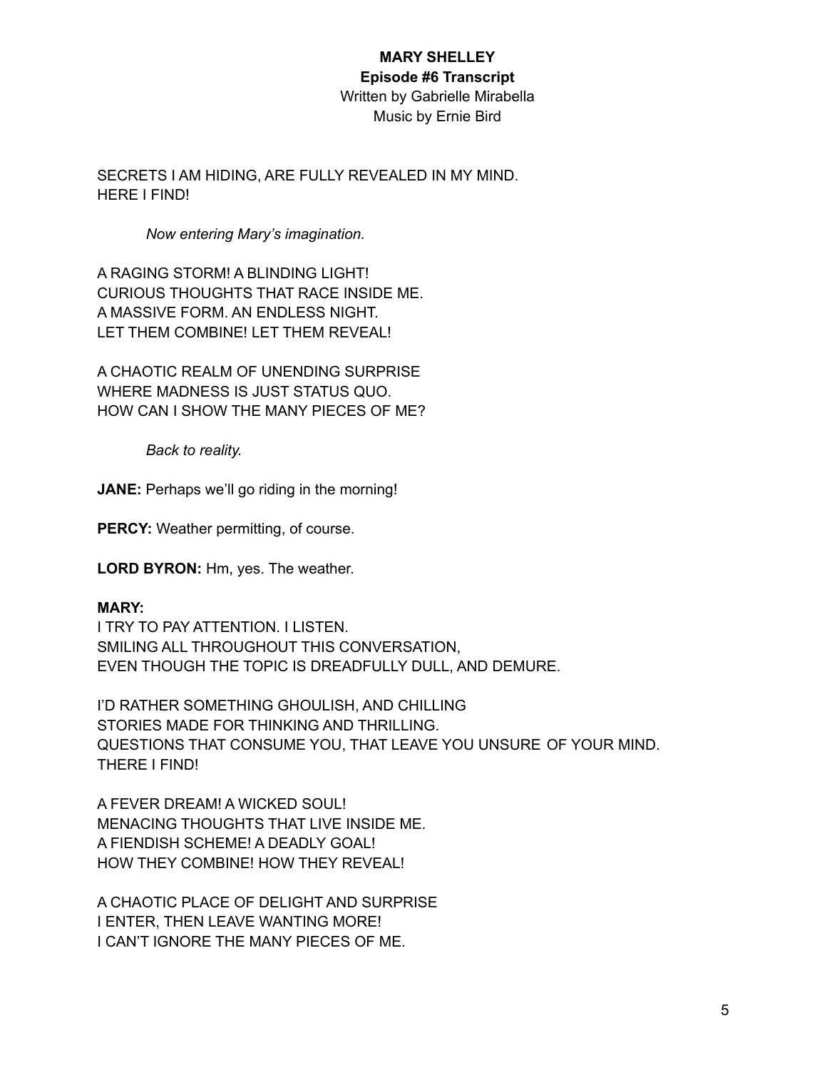**MARY SHELLEY**
**Episode #6 Transcript**
Written by Gabrielle Mirabella
Music by Ernie Bird

SECRETS I AM HIDING, ARE FULLY REVEALED IN MY MIND.
HERE I FIND!

*Now entering Mary's imagination.*

A RAGING STORM! A BLINDING LIGHT!
CURIOUS THOUGHTS THAT RACE INSIDE ME.
A MASSIVE FORM. AN ENDLESS NIGHT.
LET THEM COMBINE! LET THEM REVEAL!

A CHAOTIC REALM OF UNENDING SURPRISE
WHERE MADNESS IS JUST STATUS QUO.
HOW CAN I SHOW THE MANY PIECES OF ME?

*Back to reality.*

**JANE:** Perhaps we'll go riding in the morning!

**PERCY:** Weather permitting, of course.

**LORD BYRON:** Hm, yes. The weather.

**MARY:**
I TRY TO PAY ATTENTION. I LISTEN.
SMILING ALL THROUGHOUT THIS CONVERSATION,
EVEN THOUGH THE TOPIC IS DREADFULLY DULL, AND DEMURE.

I'D RATHER SOMETHING GHOULISH, AND CHILLING
STORIES MADE FOR THINKING AND THRILLING.
QUESTIONS THAT CONSUME YOU, THAT LEAVE YOU UNSURE OF YOUR MIND.
THERE I FIND!

A FEVER DREAM! A WICKED SOUL!
MENACING THOUGHTS THAT LIVE INSIDE ME.
A FIENDISH SCHEME! A DEADLY GOAL!
HOW THEY COMBINE! HOW THEY REVEAL!

A CHAOTIC PLACE OF DELIGHT AND SURPRISE
I ENTER, THEN LEAVE WANTING MORE!
I CAN'T IGNORE THE MANY PIECES OF ME.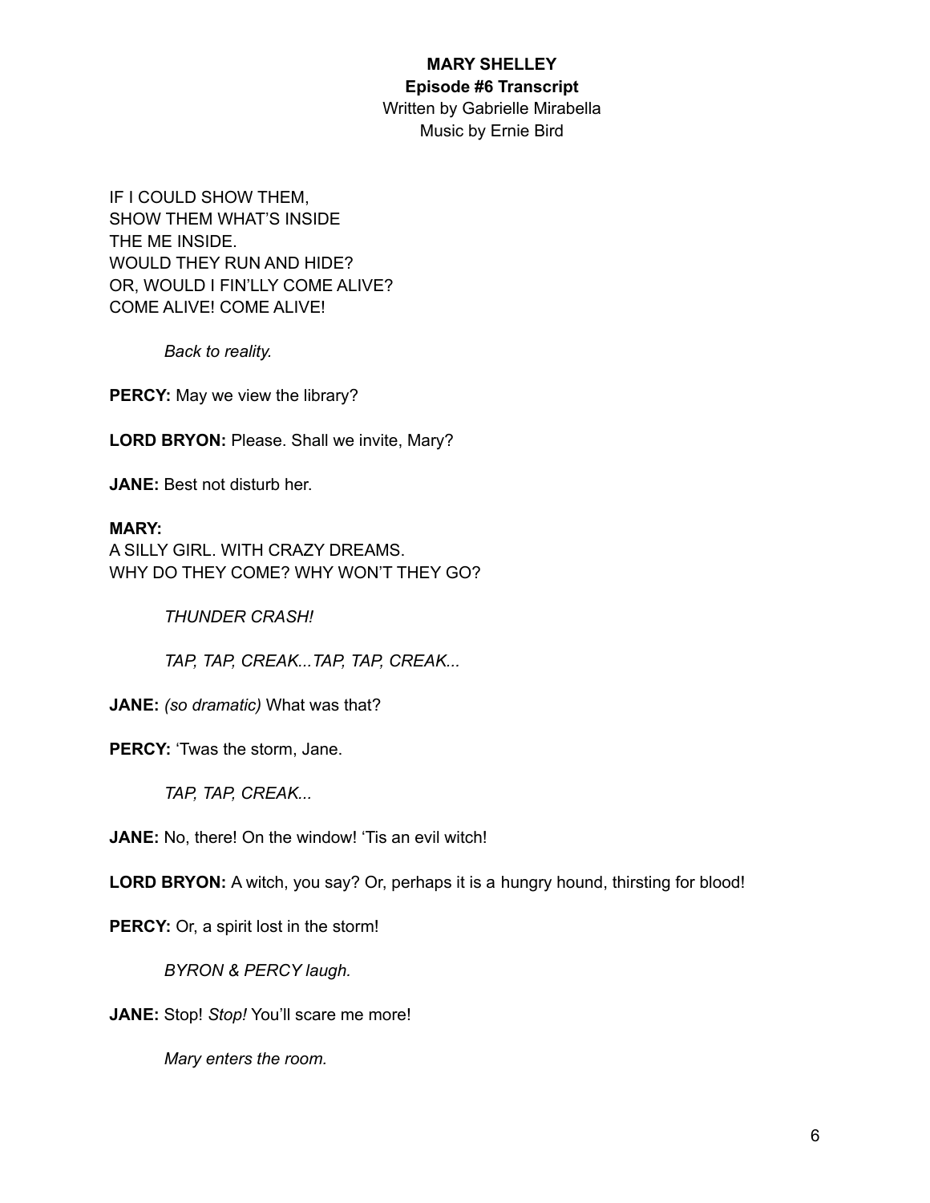**MARY SHELLEY**
**Episode #6 Transcript**
Written by Gabrielle Mirabella
Music by Ernie Bird

IF I COULD SHOW THEM,
SHOW THEM WHAT'S INSIDE
THE ME INSIDE.
WOULD THEY RUN AND HIDE?
OR, WOULD I FIN'LLY COME ALIVE?
COME ALIVE! COME ALIVE!

*Back to reality.*

**PERCY:** May we view the library?

**LORD BRYON:** Please. Shall we invite, Mary?

**JANE:** Best not disturb her.

**MARY:**
A SILLY GIRL. WITH CRAZY DREAMS.
WHY DO THEY COME? WHY WON'T THEY GO?

*THUNDER CRASH!*

*TAP, TAP, CREAK...TAP, TAP, CREAK...*

**JANE:** *(so dramatic)* What was that?

**PERCY:** 'Twas the storm, Jane.

*TAP, TAP, CREAK...*

**JANE:** No, there! On the window! 'Tis an evil witch!

**LORD BRYON:** A witch, you say? Or, perhaps it is a hungry hound, thirsting for blood!

**PERCY:** Or, a spirit lost in the storm!

*BYRON & PERCY laugh.*

**JANE:** Stop! *Stop!* You'll scare me more!

*Mary enters the room.*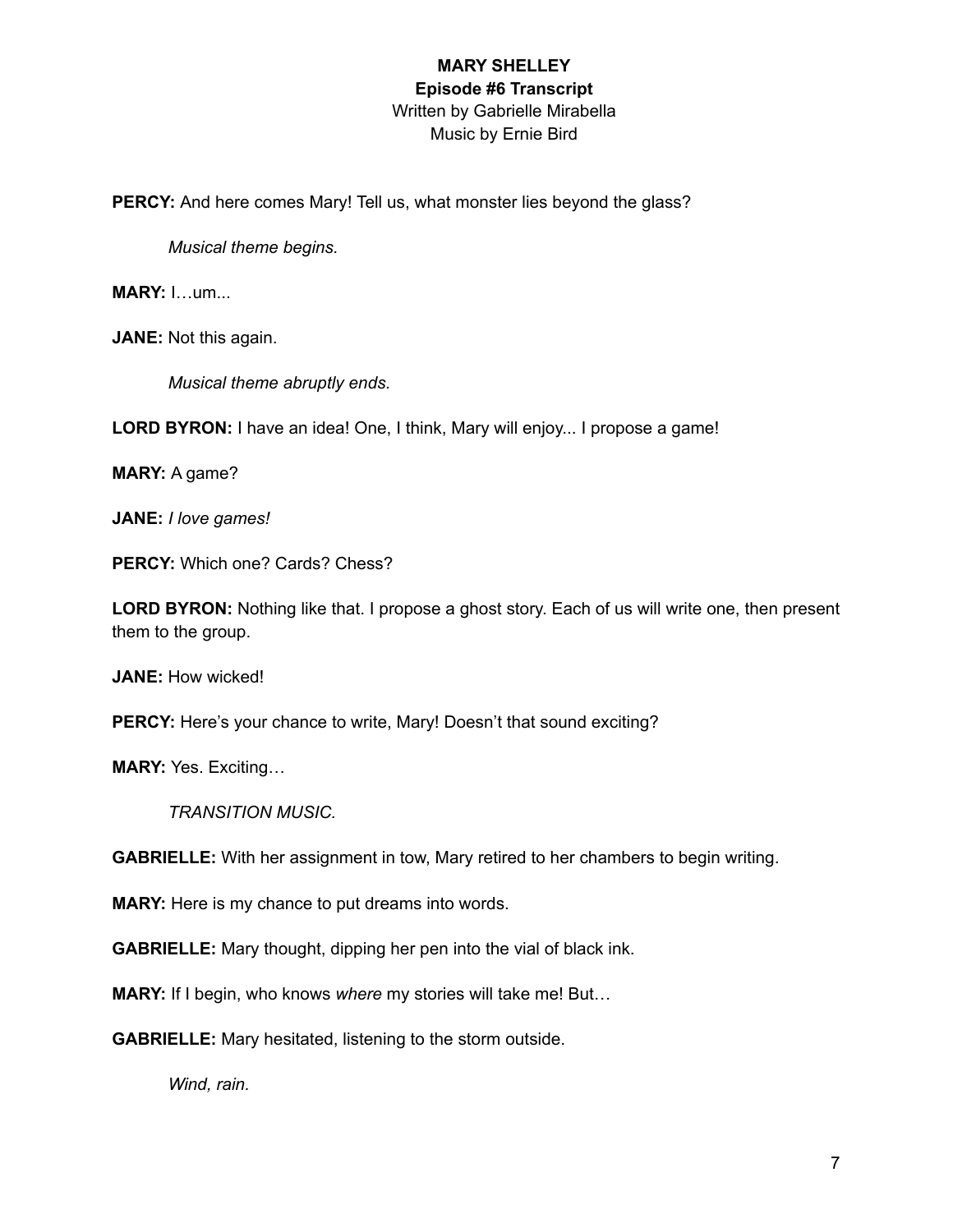**MARY SHELLEY**
**Episode #6 Transcript**
Written by Gabrielle Mirabella
Music by Ernie Bird

**PERCY:** And here comes Mary! Tell us, what monster lies beyond the glass?

*Musical theme begins.*

**MARY:** I…um...

**JANE:** Not this again.

*Musical theme abruptly ends.*

**LORD BYRON:** I have an idea! One, I think, Mary will enjoy... I propose a game!

**MARY:** A game?

**JANE:** *I love games!*

**PERCY:** Which one? Cards? Chess?

**LORD BYRON:** Nothing like that. I propose a ghost story. Each of us will write one, then present them to the group.

**JANE:** How wicked!

**PERCY:** Here's your chance to write, Mary! Doesn't that sound exciting?

**MARY:** Yes. Exciting…

*TRANSITION MUSIC.*

**GABRIELLE:** With her assignment in tow, Mary retired to her chambers to begin writing.

**MARY:** Here is my chance to put dreams into words.

**GABRIELLE:** Mary thought, dipping her pen into the vial of black ink.

**MARY:** If I begin, who knows *where* my stories will take me! But…

**GABRIELLE:** Mary hesitated, listening to the storm outside.

*Wind, rain.*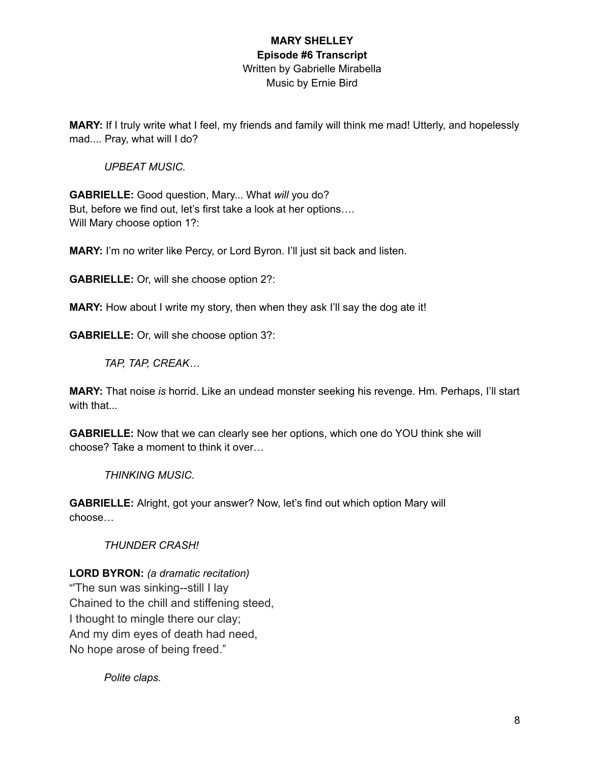**MARY SHELLEY**
**Episode #6 Transcript**
Written by Gabrielle Mirabella
Music by Ernie Bird

**MARY:** If I truly write what I feel, my friends and family will think me mad! Utterly, and hopelessly mad.... Pray, what will I do?

*UPBEAT MUSIC.*

**GABRIELLE:** Good question, Mary... What *will* you do?
But, before we find out, let's first take a look at her options….
Will Mary choose option 1?:

**MARY:** I'm no writer like Percy, or Lord Byron. I'll just sit back and listen.

**GABRIELLE:** Or, will she choose option 2?:

**MARY:** How about I write my story, then when they ask I'll say the dog ate it!

**GABRIELLE:** Or, will she choose option 3?:

*TAP, TAP, CREAK…*

**MARY:** That noise *is* horrid. Like an undead monster seeking his revenge. Hm. Perhaps, I'll start with that...

**GABRIELLE:** Now that we can clearly see her options, which one do YOU think she will choose? Take a moment to think it over…

*THINKING MUSIC.*

**GABRIELLE:** Alright, got your answer? Now, let's find out which option Mary will choose…

*THUNDER CRASH!*

**LORD BYRON:** *(a dramatic recitation)*
"'The sun was sinking--still I lay
Chained to the chill and stiffening steed,
I thought to mingle there our clay;
And my dim eyes of death had need,
No hope arose of being freed."

*Polite claps.*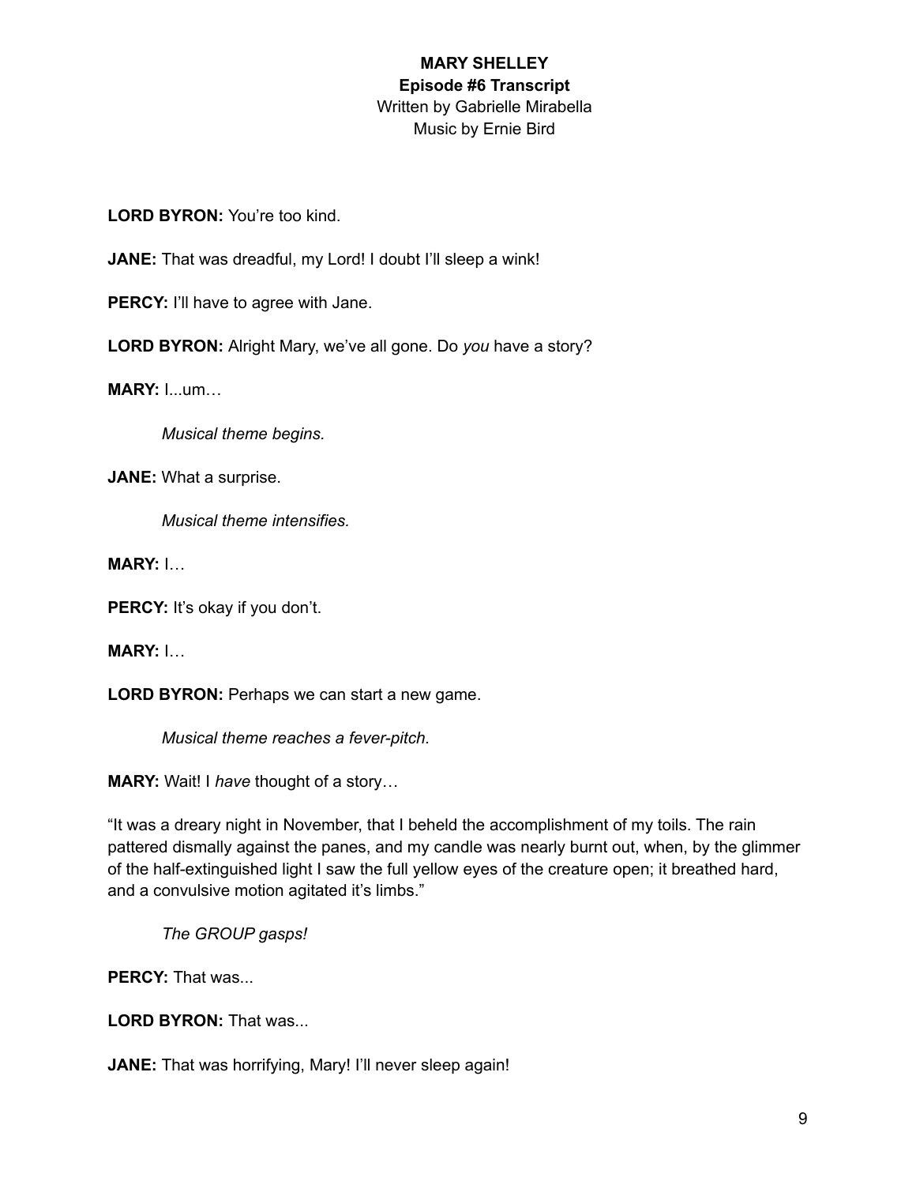**MARY SHELLEY**
**Episode #6 Transcript**
Written by Gabrielle Mirabella
Music by Ernie Bird

**LORD BYRON:** You're too kind.

**JANE:** That was dreadful, my Lord! I doubt I'll sleep a wink!

**PERCY:** I'll have to agree with Jane.

**LORD BYRON:** Alright Mary, we've all gone. Do *you* have a story?

**MARY:** I...um…

> *Musical theme begins.*

**JANE:** What a surprise.

> *Musical theme intensifies.*

**MARY:** I…

**PERCY:** It's okay if you don't.

**MARY:** I…

**LORD BYRON:** Perhaps we can start a new game.

> *Musical theme reaches a fever-pitch.*

**MARY:** Wait! I *have* thought of a story…

"It was a dreary night in November, that I beheld the accomplishment of my toils. The rain pattered dismally against the panes, and my candle was nearly burnt out, when, by the glimmer of the half-extinguished light I saw the full yellow eyes of the creature open; it breathed hard, and a convulsive motion agitated it's limbs."

> *The GROUP gasps!*

**PERCY:** That was...

**LORD BYRON:** That was...

**JANE:** That was horrifying, Mary! I'll never sleep again!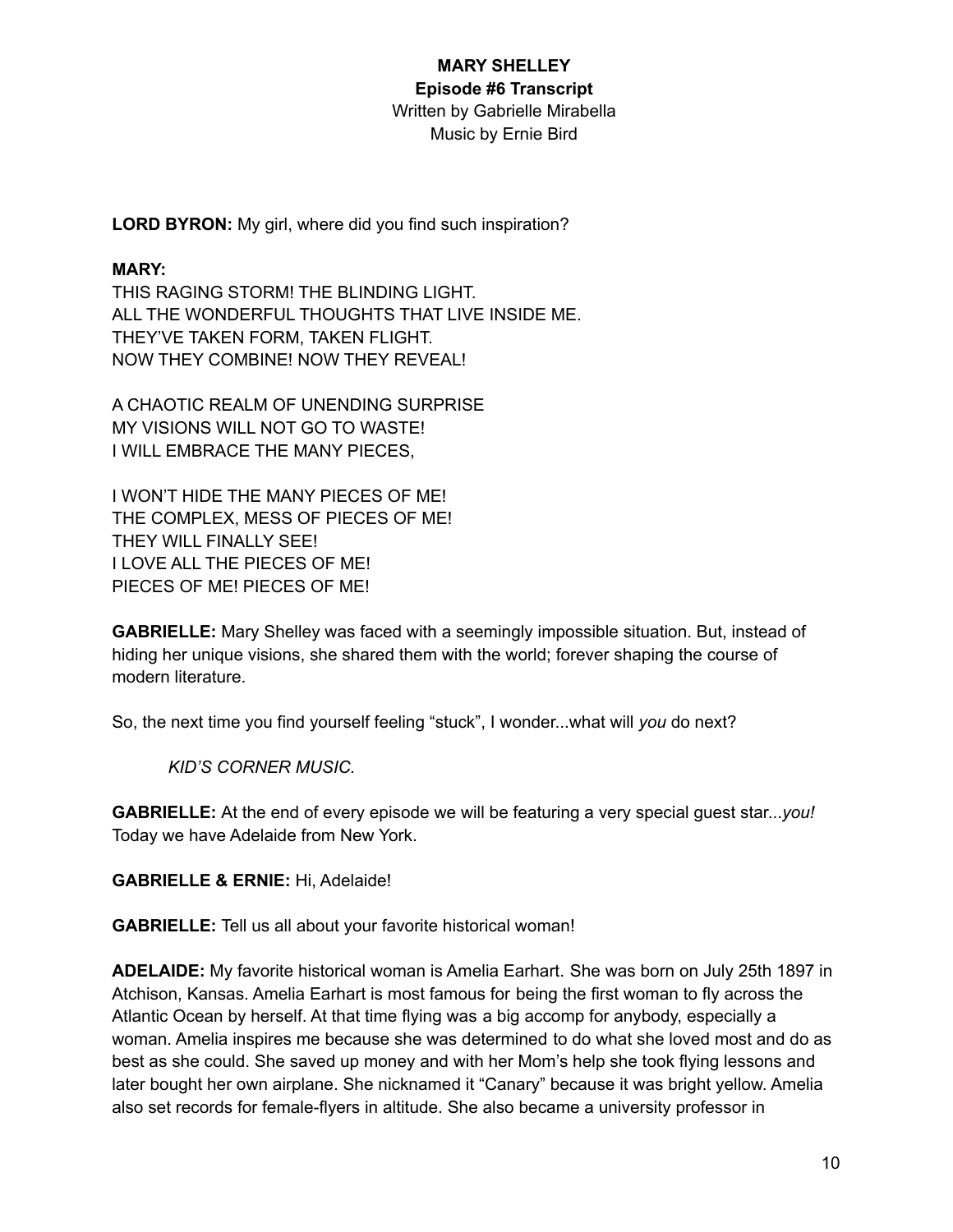**MARY SHELLEY**
**Episode #6 Transcript**
Written by Gabrielle Mirabella
Music by Ernie Bird

**LORD BYRON:** My girl, where did you find such inspiration?

**MARY:**
THIS RAGING STORM! THE BLINDING LIGHT.
ALL THE WONDERFUL THOUGHTS THAT LIVE INSIDE ME.
THEY'VE TAKEN FORM, TAKEN FLIGHT.
NOW THEY COMBINE! NOW THEY REVEAL!

A CHAOTIC REALM OF UNENDING SURPRISE
MY VISIONS WILL NOT GO TO WASTE!
I WILL EMBRACE THE MANY PIECES,

I WON'T HIDE THE MANY PIECES OF ME!
THE COMPLEX, MESS OF PIECES OF ME!
THEY WILL FINALLY SEE!
I LOVE ALL THE PIECES OF ME!
PIECES OF ME! PIECES OF ME!

**GABRIELLE:** Mary Shelley was faced with a seemingly impossible situation. But, instead of hiding her unique visions, she shared them with the world; forever shaping the course of modern literature.

So, the next time you find yourself feeling "stuck", I wonder...what will *you* do next?

*KID'S CORNER MUSIC.*

**GABRIELLE:** At the end of every episode we will be featuring a very special guest star...*you!* Today we have Adelaide from New York.

**GABRIELLE & ERNIE:** Hi, Adelaide!

**GABRIELLE:** Tell us all about your favorite historical woman!

**ADELAIDE:** My favorite historical woman is Amelia Earhart. She was born on July 25th 1897 in Atchison, Kansas. Amelia Earhart is most famous for being the first woman to fly across the Atlantic Ocean by herself. At that time flying was a big accomp for anybody, especially a woman. Amelia inspires me because she was determined to do what she loved most and do as best as she could. She saved up money and with her Mom's help she took flying lessons and later bought her own airplane. She nicknamed it "Canary" because it was bright yellow. Amelia also set records for female-flyers in altitude. She also became a university professor in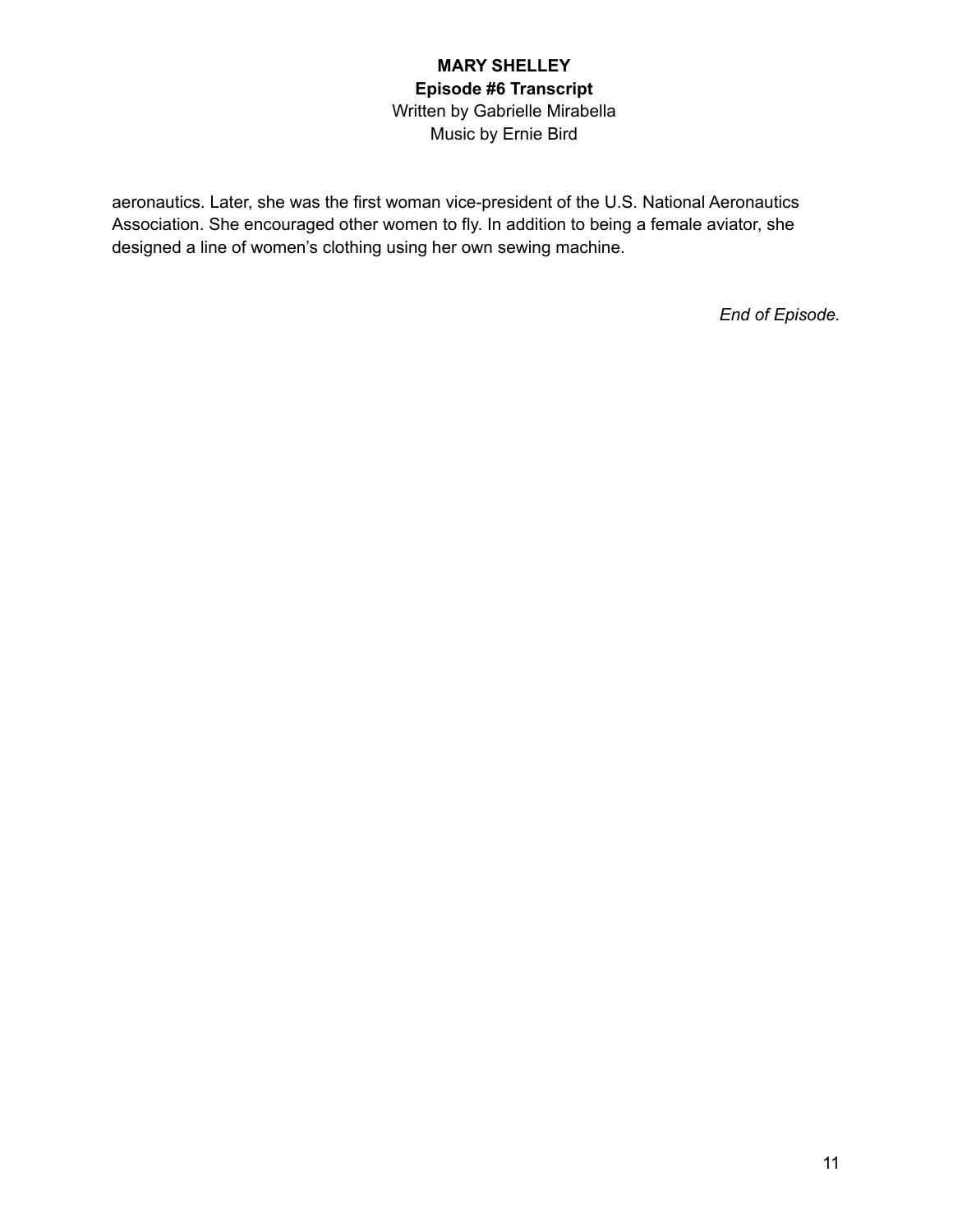aeronautics. Later, she was the first woman vice-president of the U.S. National Aeronautics Association. She encouraged other women to fly. In addition to being a female aviator, she designed a line of women's clothing using her own sewing machine.

*End of Episode.*